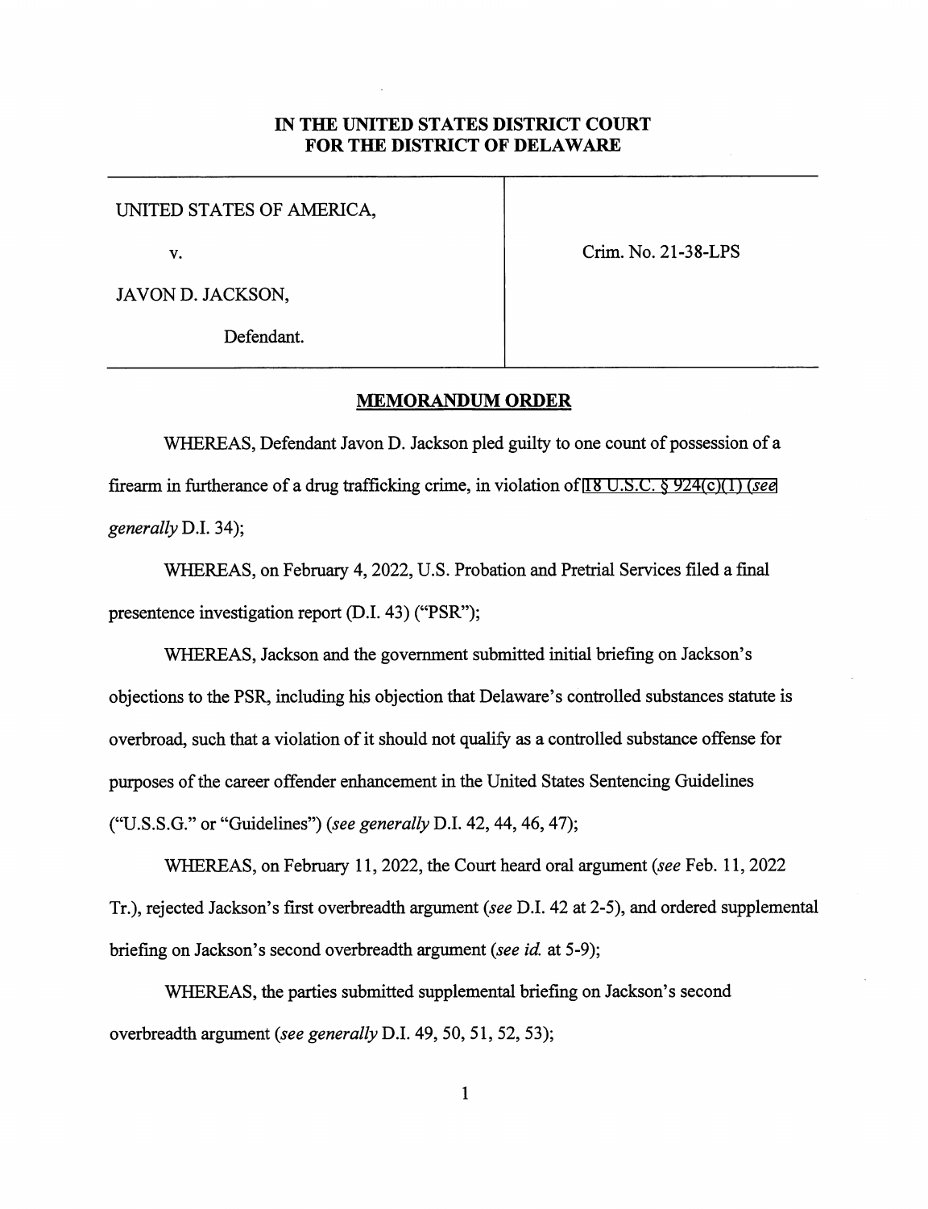**IN THE UNITED STATES DISTRICT COURT**
**FOR THE DISTRICT OF DELAWARE**

| | |
|---|---|
| UNITED STATES OF AMERICA,<br><br>v.<br><br>JAVON D. JACKSON,<br><br>Defendant. | Crim. No. 21-38-LPS |

## MEMORANDUM ORDER

WHEREAS, Defendant Javon D. Jackson pled guilty to one count of possession of a firearm in furtherance of a drug trafficking crime, in violation of 18 U.S.C. § 924(c)(1) (*see generally* D.I. 34);

WHEREAS, on February 4, 2022, U.S. Probation and Pretrial Services filed a final presentence investigation report (D.I. 43) ("PSR");

WHEREAS, Jackson and the government submitted initial briefing on Jackson's objections to the PSR, including his objection that Delaware's controlled substances statute is overbroad, such that a violation of it should not qualify as a controlled substance offense for purposes of the career offender enhancement in the United States Sentencing Guidelines ("U.S.S.G." or "Guidelines") (*see generally* D.I. 42, 44, 46, 47);

WHEREAS, on February 11, 2022, the Court heard oral argument (*see* Feb. 11, 2022 Tr.), rejected Jackson's first overbreadth argument (*see* D.I. 42 at 2-5), and ordered supplemental briefing on Jackson's second overbreadth argument (*see id.* at 5-9);

WHEREAS, the parties submitted supplemental briefing on Jackson's second overbreadth argument (*see generally* D.I. 49, 50, 51, 52, 53);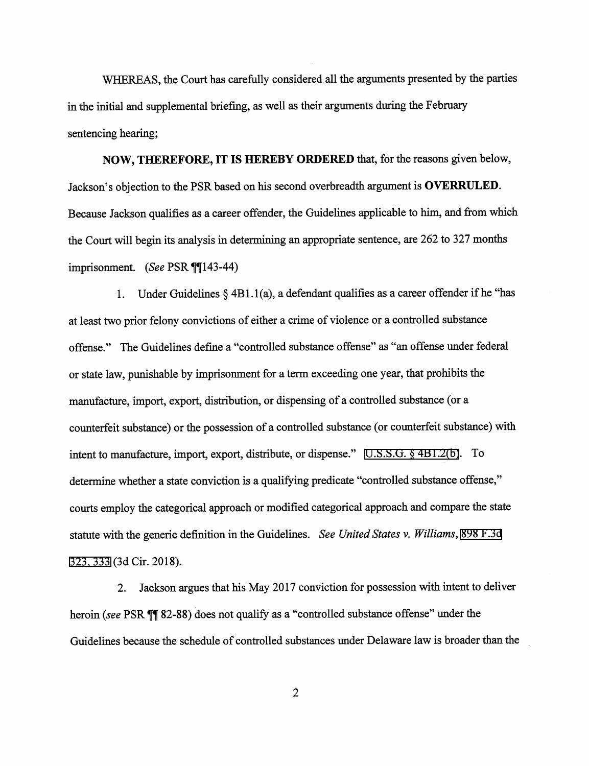WHEREAS, the Court has carefully considered all the arguments presented by the parties in the initial and supplemental briefing, as well as their arguments during the February sentencing hearing;

**NOW, THEREFORE, IT IS HEREBY ORDERED** that, for the reasons given below, Jackson's objection to the PSR based on his second overbreadth argument is **OVERRULED**. Because Jackson qualifies as a career offender, the Guidelines applicable to him, and from which the Court will begin its analysis in determining an appropriate sentence, are 262 to 327 months imprisonment. (*See* PSR ¶¶143-44)

1. Under Guidelines § 4B1.1(a), a defendant qualifies as a career offender if he "has at least two prior felony convictions of either a crime of violence or a controlled substance offense." The Guidelines define a "controlled substance offense" as "an offense under federal or state law, punishable by imprisonment for a term exceeding one year, that prohibits the manufacture, import, export, distribution, or dispensing of a controlled substance (or a counterfeit substance) or the possession of a controlled substance (or counterfeit substance) with intent to manufacture, import, export, distribute, or dispense." U.S.S.G. § 4B1.2(b). To determine whether a state conviction is a qualifying predicate "controlled substance offense," courts employ the categorical approach or modified categorical approach and compare the state statute with the generic definition in the Guidelines. *See United States v. Williams*, 898 F.3d 323, 333 (3d Cir. 2018).

2. Jackson argues that his May 2017 conviction for possession with intent to deliver heroin (*see* PSR ¶¶ 82-88) does not qualify as a "controlled substance offense" under the Guidelines because the schedule of controlled substances under Delaware law is broader than the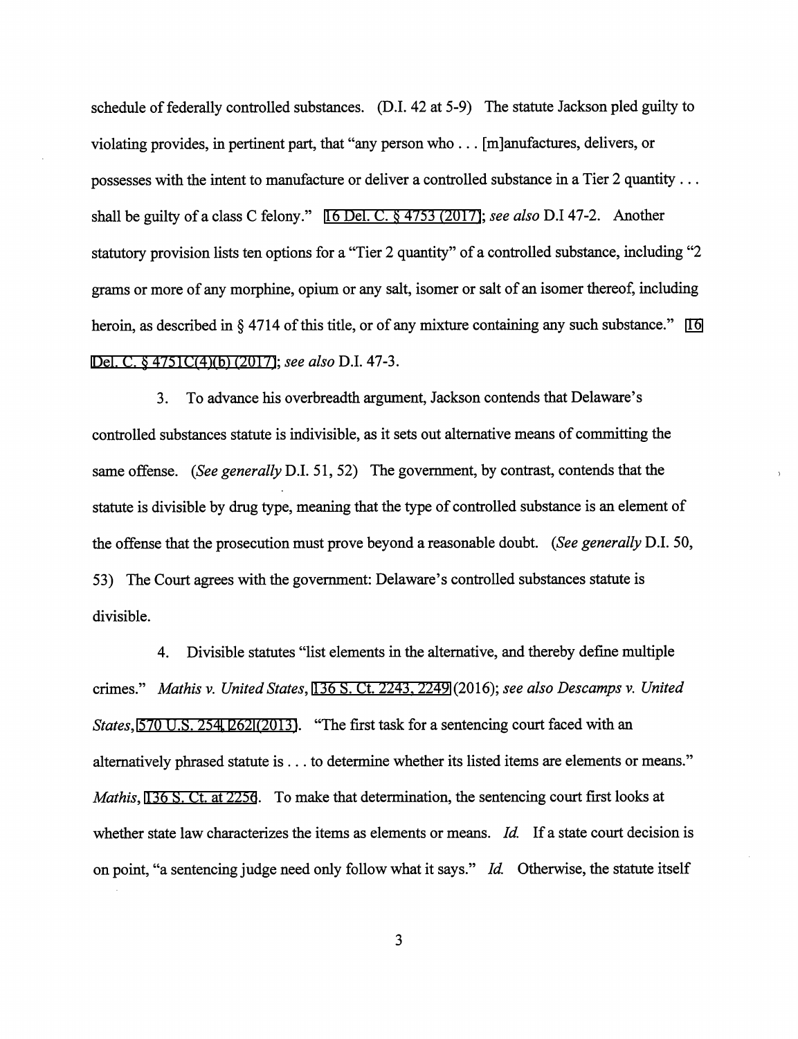schedule of federally controlled substances. (D.I. 42 at 5-9) The statute Jackson pled guilty to violating provides, in pertinent part, that "any person who . . . [m]anufactures, delivers, or possesses with the intent to manufacture or deliver a controlled substance in a Tier 2 quantity . . . shall be guilty of a class C felony." 16 Del. C. § 4753 (2017); *see also* D.I 47-2. Another statutory provision lists ten options for a "Tier 2 quantity" of a controlled substance, including "2 grams or more of any morphine, opium or any salt, isomer or salt of an isomer thereof, including heroin, as described in § 4714 of this title, or of any mixture containing any such substance." 16 Del. C. § 4751C(4)(b) (2017); *see also* D.I. 47-3.

3. To advance his overbreadth argument, Jackson contends that Delaware's controlled substances statute is indivisible, as it sets out alternative means of committing the same offense. (*See generally* D.I. 51, 52) The government, by contrast, contends that the statute is divisible by drug type, meaning that the type of controlled substance is an element of the offense that the prosecution must prove beyond a reasonable doubt. (*See generally* D.I. 50, 53) The Court agrees with the government: Delaware's controlled substances statute is divisible.

4. Divisible statutes "list elements in the alternative, and thereby define multiple crimes." *Mathis v. United States*, 136 S. Ct. 2243, 2249 (2016); *see also Descamps v. United States*, 570 U.S. 254, 262 (2013). "The first task for a sentencing court faced with an alternatively phrased statute is . . . to determine whether its listed items are elements or means." *Mathis*, 136 S. Ct. at 2256. To make that determination, the sentencing court first looks at whether state law characterizes the items as elements or means. *Id.* If a state court decision is on point, "a sentencing judge need only follow what it says." *Id.* Otherwise, the statute itself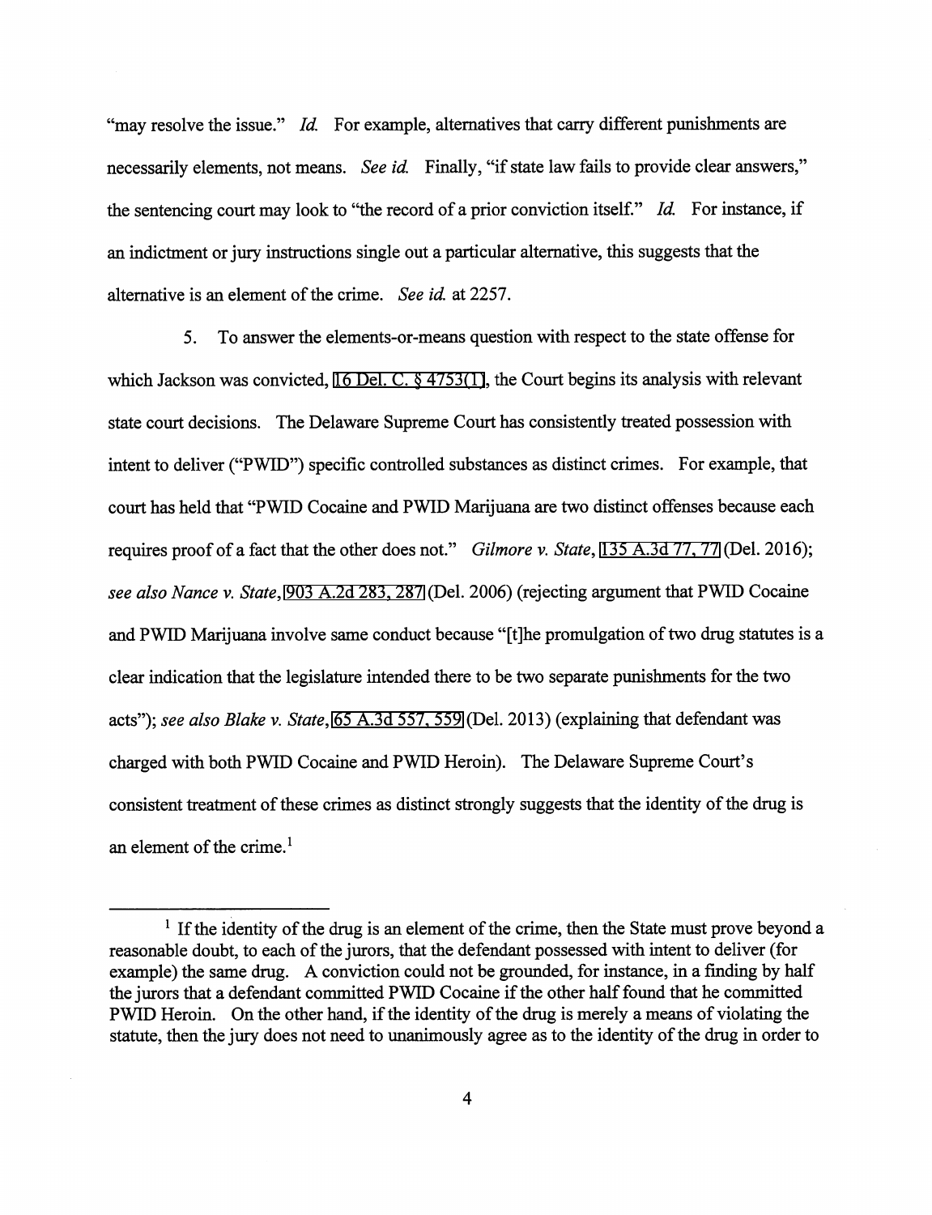"may resolve the issue." *Id.* For example, alternatives that carry different punishments are necessarily elements, not means. *See id.* Finally, "if state law fails to provide clear answers," the sentencing court may look to "the record of a prior conviction itself." *Id.* For instance, if an indictment or jury instructions single out a particular alternative, this suggests that the alternative is an element of the crime. *See id.* at 2257.

5. To answer the elements-or-means question with respect to the state offense for which Jackson was convicted, 16 Del. C. § 4753(1), the Court begins its analysis with relevant state court decisions. The Delaware Supreme Court has consistently treated possession with intent to deliver ("PWID") specific controlled substances as distinct crimes. For example, that court has held that "PWID Cocaine and PWID Marijuana are two distinct offenses because each requires proof of a fact that the other does not." *Gilmore v. State*, 135 A.3d 77, 77 (Del. 2016); *see also Nance v. State*, 903 A.2d 283, 287 (Del. 2006) (rejecting argument that PWID Cocaine and PWID Marijuana involve same conduct because "[t]he promulgation of two drug statutes is a clear indication that the legislature intended there to be two separate punishments for the two acts"); *see also Blake v. State*, 65 A.3d 557, 559 (Del. 2013) (explaining that defendant was charged with both PWID Cocaine and PWID Heroin). The Delaware Supreme Court's consistent treatment of these crimes as distinct strongly suggests that the identity of the drug is an element of the crime.[1]

---

[1] If the identity of the drug is an element of the crime, then the State must prove beyond a reasonable doubt, to each of the jurors, that the defendant possessed with intent to deliver (for example) the same drug. A conviction could not be grounded, for instance, in a finding by half the jurors that a defendant committed PWID Cocaine if the other half found that he committed PWID Heroin. On the other hand, if the identity of the drug is merely a means of violating the statute, then the jury does not need to unanimously agree as to the identity of the drug in order to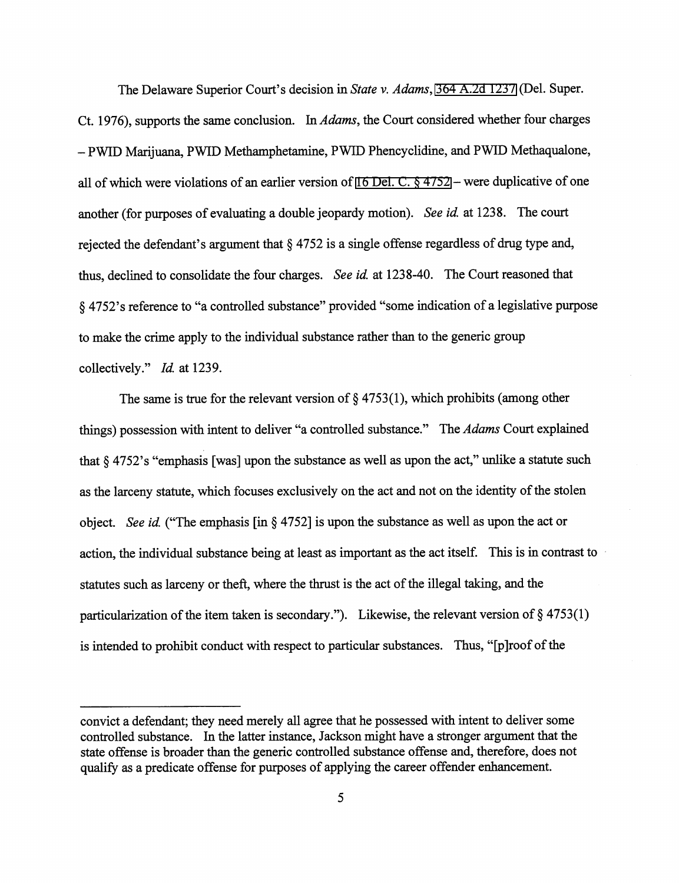The Delaware Superior Court's decision in *State v. Adams*, 364 A.2d 1237 (Del. Super. Ct. 1976), supports the same conclusion. In *Adams*, the Court considered whether four charges – PWID Marijuana, PWID Methamphetamine, PWID Phencyclidine, and PWID Methaqualone, all of which were violations of an earlier version of 16 Del. C. § 4752 – were duplicative of one another (for purposes of evaluating a double jeopardy motion). *See id.* at 1238. The court rejected the defendant's argument that § 4752 is a single offense regardless of drug type and, thus, declined to consolidate the four charges. *See id.* at 1238-40. The Court reasoned that § 4752's reference to "a controlled substance" provided "some indication of a legislative purpose to make the crime apply to the individual substance rather than to the generic group collectively." *Id.* at 1239.

The same is true for the relevant version of § 4753(1), which prohibits (among other things) possession with intent to deliver "a controlled substance." The *Adams* Court explained that § 4752's "emphasis [was] upon the substance as well as upon the act," unlike a statute such as the larceny statute, which focuses exclusively on the act and not on the identity of the stolen object. *See id.* ("The emphasis [in § 4752] is upon the substance as well as upon the act or action, the individual substance being at least as important as the act itself. This is in contrast to statutes such as larceny or theft, where the thrust is the act of the illegal taking, and the particularization of the item taken is secondary."). Likewise, the relevant version of § 4753(1) is intended to prohibit conduct with respect to particular substances. Thus, "[p]roof of the

---

convict a defendant; they need merely all agree that he possessed with intent to deliver some controlled substance. In the latter instance, Jackson might have a stronger argument that the state offense is broader than the generic controlled substance offense and, therefore, does not qualify as a predicate offense for purposes of applying the career offender enhancement.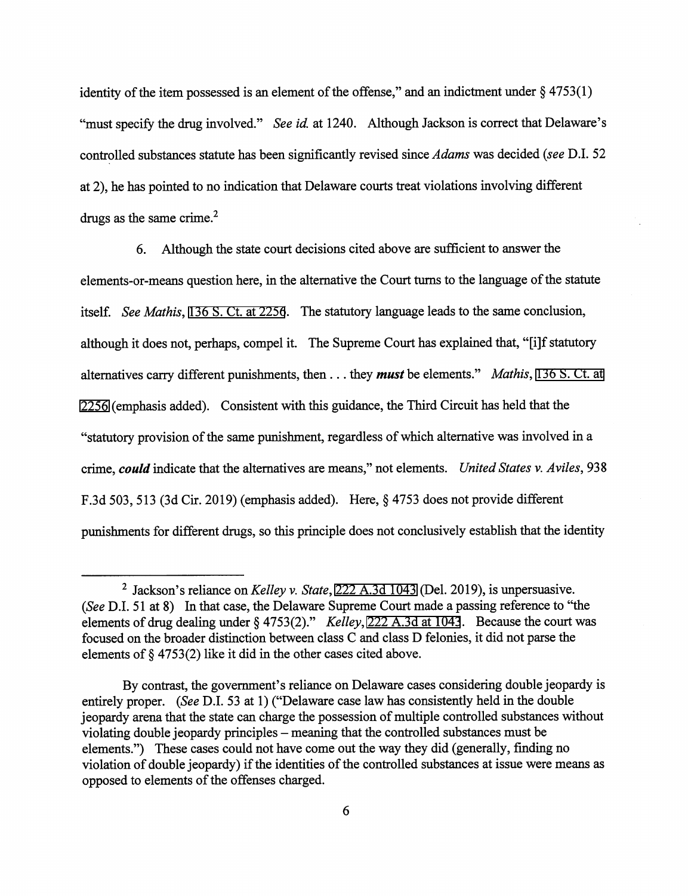identity of the item possessed is an element of the offense," and an indictment under § 4753(1) "must specify the drug involved." *See id.* at 1240. Although Jackson is correct that Delaware's controlled substances statute has been significantly revised since *Adams* was decided (*see* D.I. 52 at 2), he has pointed to no indication that Delaware courts treat violations involving different drugs as the same crime.[2]

6. Although the state court decisions cited above are sufficient to answer the elements-or-means question here, in the alternative the Court turns to the language of the statute itself. *See Mathis*, 136 S. Ct. at 2256. The statutory language leads to the same conclusion, although it does not, perhaps, compel it. The Supreme Court has explained that, "[i]f statutory alternatives carry different punishments, then . . . they ***must*** be elements." *Mathis*, 136 S. Ct. at 2256 (emphasis added). Consistent with this guidance, the Third Circuit has held that the "statutory provision of the same punishment, regardless of which alternative was involved in a crime, ***could*** indicate that the alternatives are means," not elements. *United States v. Aviles*, 938 F.3d 503, 513 (3d Cir. 2019) (emphasis added). Here, § 4753 does not provide different punishments for different drugs, so this principle does not conclusively establish that the identity

---

[2] Jackson's reliance on *Kelley v. State*, 222 A.3d 1043 (Del. 2019), is unpersuasive. (*See* D.I. 51 at 8) In that case, the Delaware Supreme Court made a passing reference to "the elements of drug dealing under § 4753(2)." *Kelley*, 222 A.3d at 1043. Because the court was focused on the broader distinction between class C and class D felonies, it did not parse the elements of § 4753(2) like it did in the other cases cited above.

By contrast, the government's reliance on Delaware cases considering double jeopardy is entirely proper. (*See* D.I. 53 at 1) ("Delaware case law has consistently held in the double jeopardy arena that the state can charge the possession of multiple controlled substances without violating double jeopardy principles – meaning that the controlled substances must be elements.") These cases could not have come out the way they did (generally, finding no violation of double jeopardy) if the identities of the controlled substances at issue were means as opposed to elements of the offenses charged.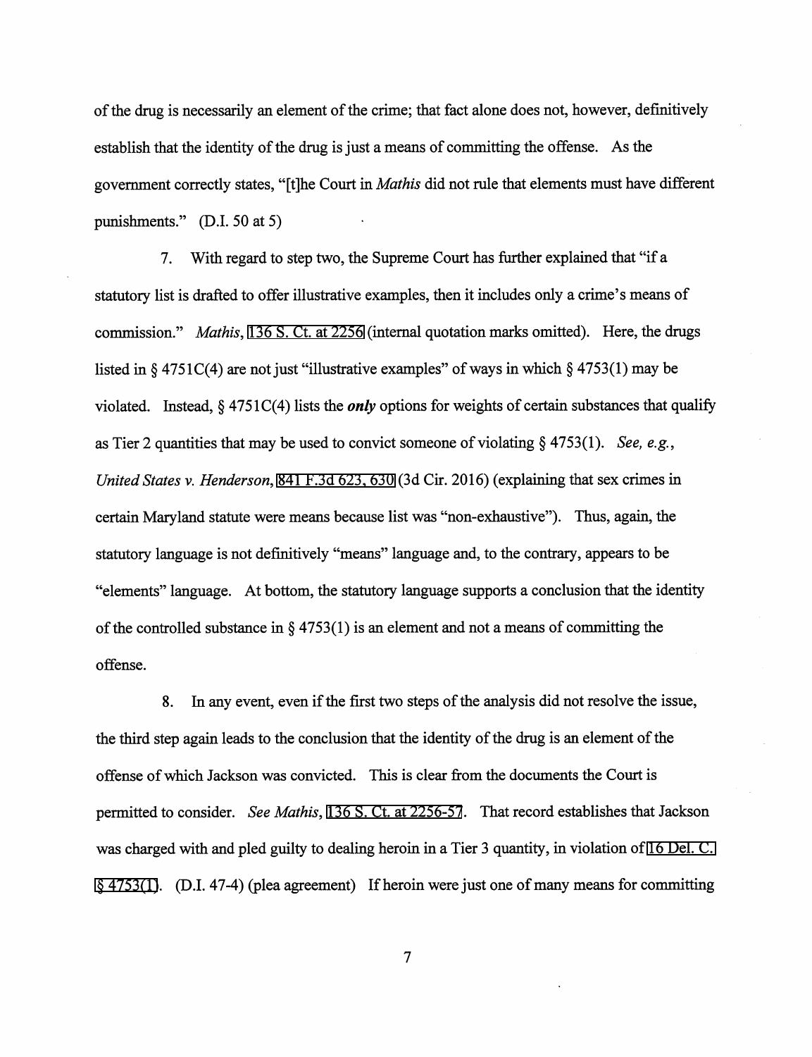of the drug is necessarily an element of the crime; that fact alone does not, however, definitively establish that the identity of the drug is just a means of committing the offense. As the government correctly states, "[t]he Court in *Mathis* did not rule that elements must have different punishments." (D.I. 50 at 5)

7. With regard to step two, the Supreme Court has further explained that "if a statutory list is drafted to offer illustrative examples, then it includes only a crime's means of commission." *Mathis*, 136 S. Ct. at 2256 (internal quotation marks omitted). Here, the drugs listed in § 4751C(4) are not just "illustrative examples" of ways in which § 4753(1) may be violated. Instead, § 4751C(4) lists the ***only*** options for weights of certain substances that qualify as Tier 2 quantities that may be used to convict someone of violating § 4753(1). *See, e.g.*, *United States v. Henderson*, 841 F.3d 623, 630 (3d Cir. 2016) (explaining that sex crimes in certain Maryland statute were means because list was "non-exhaustive"). Thus, again, the statutory language is not definitively "means" language and, to the contrary, appears to be "elements" language. At bottom, the statutory language supports a conclusion that the identity of the controlled substance in § 4753(1) is an element and not a means of committing the offense.

8. In any event, even if the first two steps of the analysis did not resolve the issue, the third step again leads to the conclusion that the identity of the drug is an element of the offense of which Jackson was convicted. This is clear from the documents the Court is permitted to consider. *See Mathis*, 136 S. Ct. at 2256-57. That record establishes that Jackson was charged with and pled guilty to dealing heroin in a Tier 3 quantity, in violation of 16 Del. C. § 4753(1). (D.I. 47-4) (plea agreement) If heroin were just one of many means for committing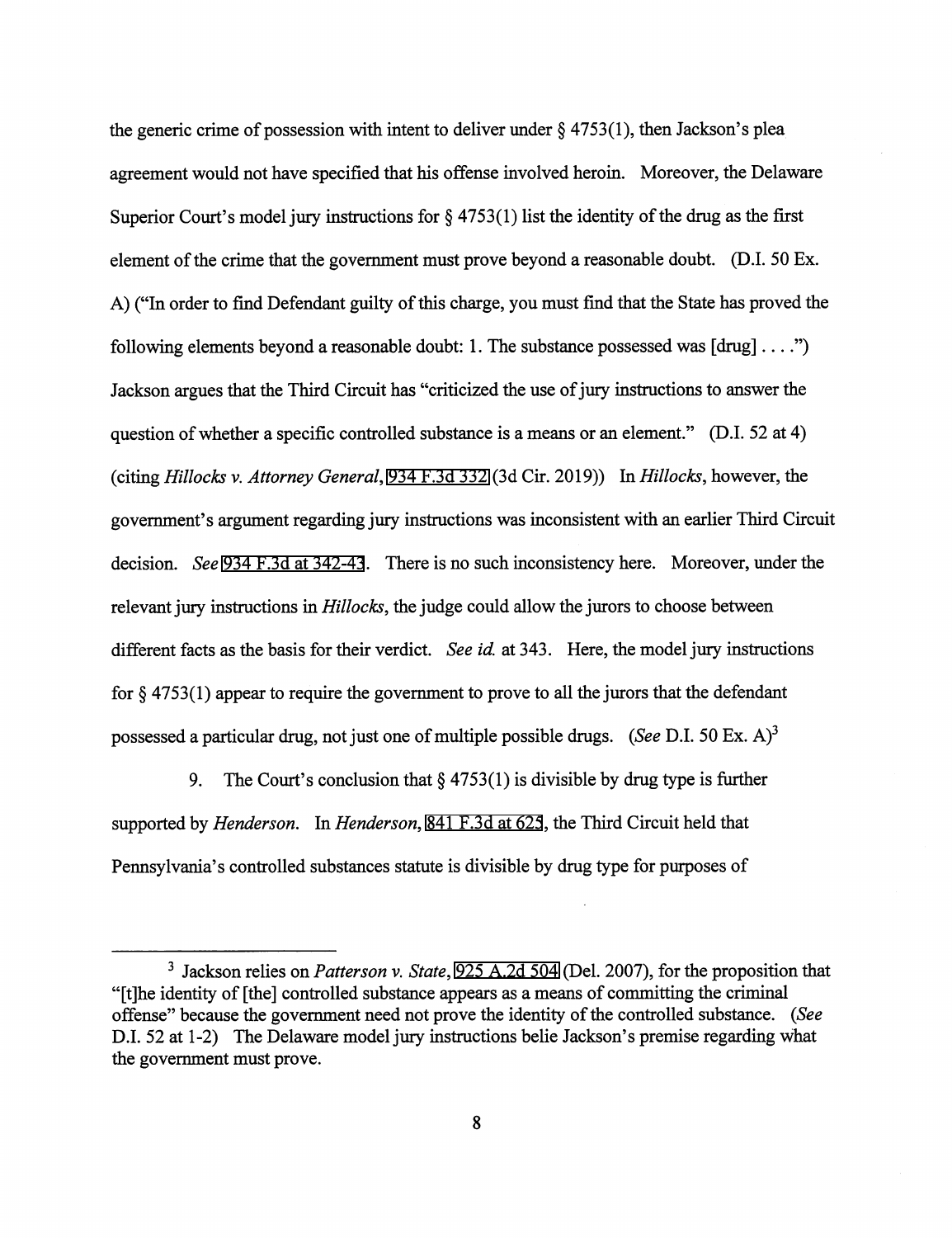the generic crime of possession with intent to deliver under § 4753(1), then Jackson's plea agreement would not have specified that his offense involved heroin. Moreover, the Delaware Superior Court's model jury instructions for § 4753(1) list the identity of the drug as the first element of the crime that the government must prove beyond a reasonable doubt. (D.I. 50 Ex. A) ("In order to find Defendant guilty of this charge, you must find that the State has proved the following elements beyond a reasonable doubt: 1. The substance possessed was [drug] . . . .") Jackson argues that the Third Circuit has "criticized the use of jury instructions to answer the question of whether a specific controlled substance is a means or an element." (D.I. 52 at 4) (citing *Hillocks v. Attorney General*, 934 F.3d 332 (3d Cir. 2019)) In *Hillocks*, however, the government's argument regarding jury instructions was inconsistent with an earlier Third Circuit decision. *See* 934 F.3d at 342-43. There is no such inconsistency here. Moreover, under the relevant jury instructions in *Hillocks*, the judge could allow the jurors to choose between different facts as the basis for their verdict. *See id.* at 343. Here, the model jury instructions for § 4753(1) appear to require the government to prove to all the jurors that the defendant possessed a particular drug, not just one of multiple possible drugs. (*See* D.I. 50 Ex. A)[3]

9. The Court's conclusion that § 4753(1) is divisible by drug type is further supported by *Henderson*. In *Henderson*, 841 F.3d at 623, the Third Circuit held that Pennsylvania's controlled substances statute is divisible by drug type for purposes of

---

[3] Jackson relies on *Patterson v. State*, 925 A.2d 504 (Del. 2007), for the proposition that "[t]he identity of [the] controlled substance appears as a means of committing the criminal offense" because the government need not prove the identity of the controlled substance. (*See* D.I. 52 at 1-2) The Delaware model jury instructions belie Jackson's premise regarding what the government must prove.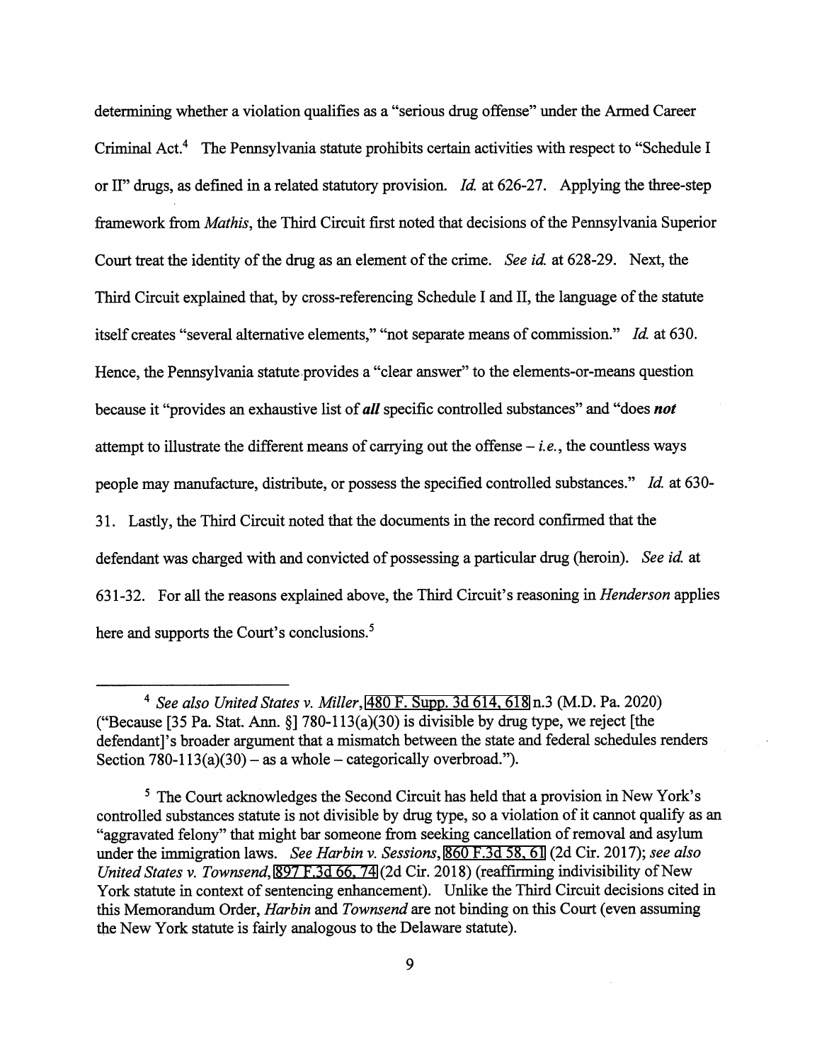determining whether a violation qualifies as a "serious drug offense" under the Armed Career Criminal Act.[4] The Pennsylvania statute prohibits certain activities with respect to "Schedule I or II" drugs, as defined in a related statutory provision. *Id.* at 626-27. Applying the three-step framework from *Mathis*, the Third Circuit first noted that decisions of the Pennsylvania Superior Court treat the identity of the drug as an element of the crime. *See id.* at 628-29. Next, the Third Circuit explained that, by cross-referencing Schedule I and II, the language of the statute itself creates "several alternative elements," "not separate means of commission." *Id.* at 630. Hence, the Pennsylvania statute provides a "clear answer" to the elements-or-means question because it "provides an exhaustive list of ***all*** specific controlled substances" and "does ***not*** attempt to illustrate the different means of carrying out the offense – *i.e.*, the countless ways people may manufacture, distribute, or possess the specified controlled substances." *Id.* at 630-31. Lastly, the Third Circuit noted that the documents in the record confirmed that the defendant was charged with and convicted of possessing a particular drug (heroin). *See id.* at 631-32. For all the reasons explained above, the Third Circuit's reasoning in *Henderson* applies here and supports the Court's conclusions.[5]

---

[4] *See also United States v. Miller*, 480 F. Supp. 3d 614, 618 n.3 (M.D. Pa. 2020) ("Because [35 Pa. Stat. Ann. §] 780-113(a)(30) is divisible by drug type, we reject [the defendant]'s broader argument that a mismatch between the state and federal schedules renders Section 780-113(a)(30) – as a whole – categorically overbroad.").

[5] The Court acknowledges the Second Circuit has held that a provision in New York's controlled substances statute is not divisible by drug type, so a violation of it cannot qualify as an "aggravated felony" that might bar someone from seeking cancellation of removal and asylum under the immigration laws. *See Harbin v. Sessions*, 860 F.3d 58, 61 (2d Cir. 2017); *see also United States v. Townsend*, 897 F.3d 66, 74 (2d Cir. 2018) (reaffirming indivisibility of New York statute in context of sentencing enhancement). Unlike the Third Circuit decisions cited in this Memorandum Order, *Harbin* and *Townsend* are not binding on this Court (even assuming the New York statute is fairly analogous to the Delaware statute).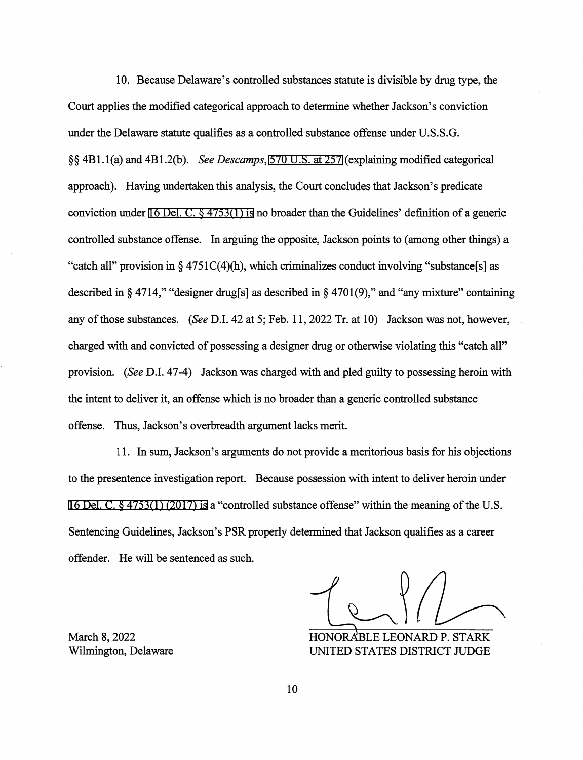10. Because Delaware's controlled substances statute is divisible by drug type, the Court applies the modified categorical approach to determine whether Jackson's conviction under the Delaware statute qualifies as a controlled substance offense under U.S.S.G. §§ 4B1.1(a) and 4B1.2(b). *See Descamps*, 570 U.S. at 257 (explaining modified categorical approach). Having undertaken this analysis, the Court concludes that Jackson's predicate conviction under 16 Del. C. § 4753(1) is no broader than the Guidelines' definition of a generic controlled substance offense. In arguing the opposite, Jackson points to (among other things) a "catch all" provision in § 4751C(4)(h), which criminalizes conduct involving "substance[s] as described in § 4714," "designer drug[s] as described in § 4701(9)," and "any mixture" containing any of those substances. (*See* D.I. 42 at 5; Feb. 11, 2022 Tr. at 10) Jackson was not, however, charged with and convicted of possessing a designer drug or otherwise violating this "catch all" provision. (*See* D.I. 47-4) Jackson was charged with and pled guilty to possessing heroin with the intent to deliver it, an offense which is no broader than a generic controlled substance offense. Thus, Jackson's overbreadth argument lacks merit.

11. In sum, Jackson's arguments do not provide a meritorious basis for his objections to the presentence investigation report. Because possession with intent to deliver heroin under 16 Del. C. § 4753(1) (2017) is a "controlled substance offense" within the meaning of the U.S. Sentencing Guidelines, Jackson's PSR properly determined that Jackson qualifies as a career offender. He will be sentenced as such.

March 8, 2022
Wilmington, Delaware

HONORABLE LEONARD P. STARK
UNITED STATES DISTRICT JUDGE